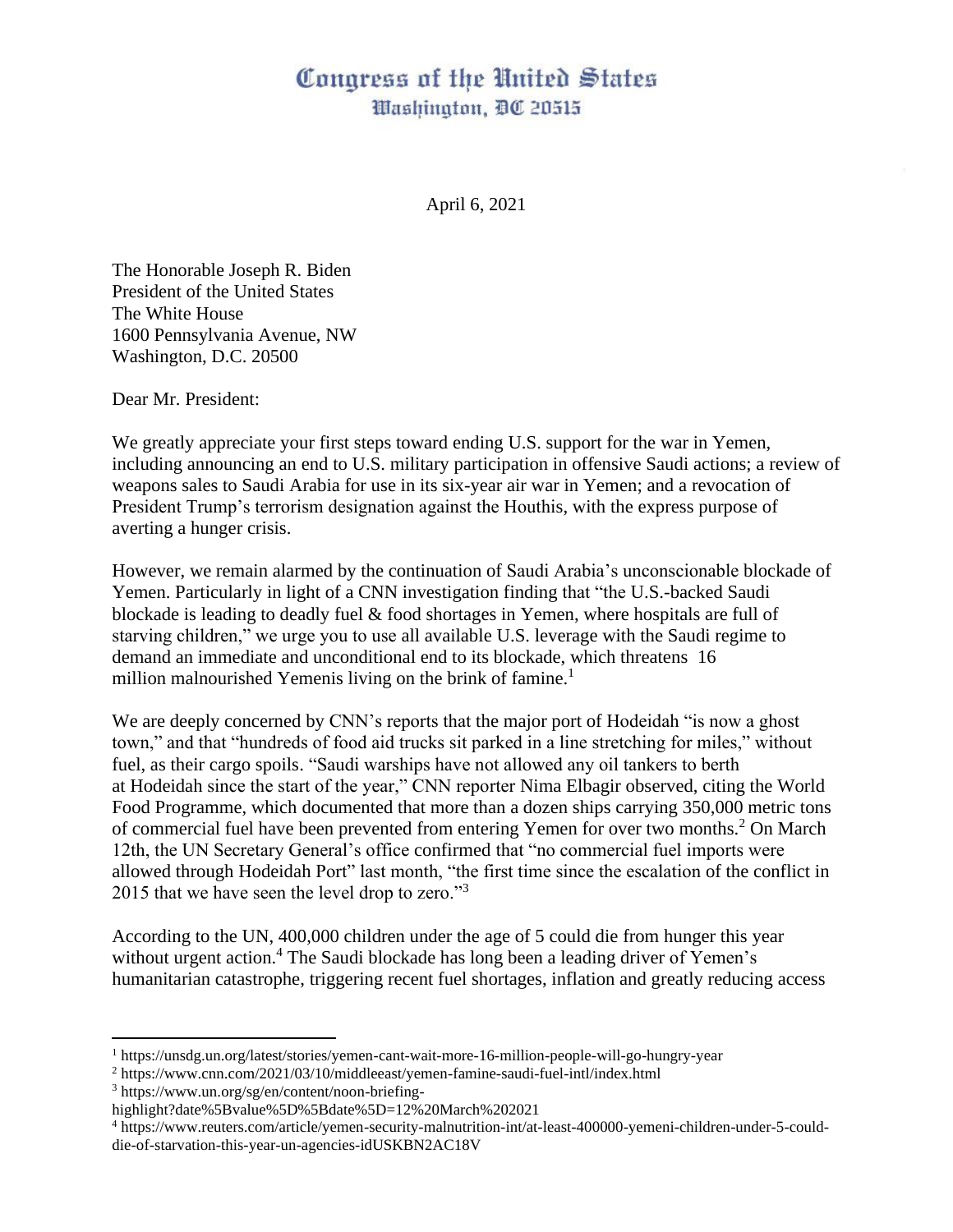# Congress of the United States
## Washington, DC 20515

April 6, 2021

The Honorable Joseph R. Biden
President of the United States
The White House
1600 Pennsylvania Avenue, NW
Washington, D.C. 20500

Dear Mr. President:

We greatly appreciate your first steps toward ending U.S. support for the war in Yemen, including announcing an end to U.S. military participation in offensive Saudi actions; a review of weapons sales to Saudi Arabia for use in its six-year air war in Yemen; and a revocation of President Trump's terrorism designation against the Houthis, with the express purpose of averting a hunger crisis.

However, we remain alarmed by the continuation of Saudi Arabia's unconscionable blockade of Yemen. Particularly in light of a CNN investigation finding that "the U.S.-backed Saudi blockade is leading to deadly fuel & food shortages in Yemen, where hospitals are full of starving children," we urge you to use all available U.S. leverage with the Saudi regime to demand an immediate and unconditional end to its blockade, which threatens 16 million malnourished Yemenis living on the brink of famine.[1]

We are deeply concerned by CNN's reports that the major port of Hodeidah "is now a ghost town," and that "hundreds of food aid trucks sit parked in a line stretching for miles," without fuel, as their cargo spoils. "Saudi warships have not allowed any oil tankers to berth at Hodeidah since the start of the year," CNN reporter Nima Elbagir observed, citing the World Food Programme, which documented that more than a dozen ships carrying 350,000 metric tons of commercial fuel have been prevented from entering Yemen for over two months.[2] On March 12th, the UN Secretary General's office confirmed that "no commercial fuel imports were allowed through Hodeidah Port" last month, "the first time since the escalation of the conflict in 2015 that we have seen the level drop to zero."[3]

According to the UN, 400,000 children under the age of 5 could die from hunger this year without urgent action.[4] The Saudi blockade has long been a leading driver of Yemen's humanitarian catastrophe, triggering recent fuel shortages, inflation and greatly reducing access

---

[1] https://unsdg.un.org/latest/stories/yemen-cant-wait-more-16-million-people-will-go-hungry-year

[2] https://www.cnn.com/2021/03/10/middleeast/yemen-famine-saudi-fuel-intl/index.html

[3] https://www.un.org/sg/en/content/noon-briefing-highlight?date%5Bvalue%5D%5Bdate%5D=12%20March%202021

[4] https://www.reuters.com/article/yemen-security-malnutrition-int/at-least-400000-yemeni-children-under-5-could-die-of-starvation-this-year-un-agencies-idUSKBN2AC18V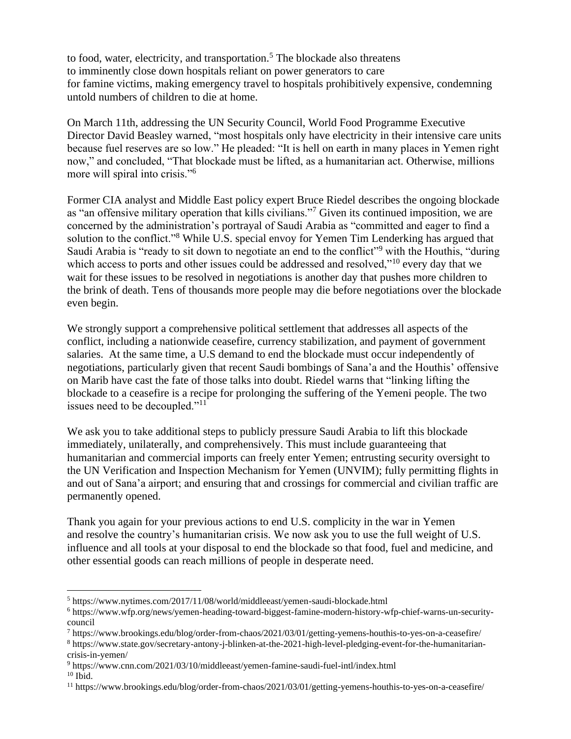to food, water, electricity, and transportation.[5] The blockade also threatens to imminently close down hospitals reliant on power generators to care for famine victims, making emergency travel to hospitals prohibitively expensive, condemning untold numbers of children to die at home.

On March 11th, addressing the UN Security Council, World Food Programme Executive Director David Beasley warned, "most hospitals only have electricity in their intensive care units because fuel reserves are so low." He pleaded: "It is hell on earth in many places in Yemen right now," and concluded, "That blockade must be lifted, as a humanitarian act. Otherwise, millions more will spiral into crisis."[6]

Former CIA analyst and Middle East policy expert Bruce Riedel describes the ongoing blockade as "an offensive military operation that kills civilians."[7] Given its continued imposition, we are concerned by the administration's portrayal of Saudi Arabia as "committed and eager to find a solution to the conflict."[8] While U.S. special envoy for Yemen Tim Lenderking has argued that Saudi Arabia is "ready to sit down to negotiate an end to the conflict"[9] with the Houthis, "during which access to ports and other issues could be addressed and resolved,"[10] every day that we wait for these issues to be resolved in negotiations is another day that pushes more children to the brink of death. Tens of thousands more people may die before negotiations over the blockade even begin.

We strongly support a comprehensive political settlement that addresses all aspects of the conflict, including a nationwide ceasefire, currency stabilization, and payment of government salaries. At the same time, a U.S demand to end the blockade must occur independently of negotiations, particularly given that recent Saudi bombings of Sana'a and the Houthis' offensive on Marib have cast the fate of those talks into doubt. Riedel warns that "linking lifting the blockade to a ceasefire is a recipe for prolonging the suffering of the Yemeni people. The two issues need to be decoupled."[11]

We ask you to take additional steps to publicly pressure Saudi Arabia to lift this blockade immediately, unilaterally, and comprehensively. This must include guaranteeing that humanitarian and commercial imports can freely enter Yemen; entrusting security oversight to the UN Verification and Inspection Mechanism for Yemen (UNVIM); fully permitting flights in and out of Sana'a airport; and ensuring that and crossings for commercial and civilian traffic are permanently opened.

Thank you again for your previous actions to end U.S. complicity in the war in Yemen and resolve the country's humanitarian crisis. We now ask you to use the full weight of U.S. influence and all tools at your disposal to end the blockade so that food, fuel and medicine, and other essential goods can reach millions of people in desperate need.

---

[5] https://www.nytimes.com/2017/11/08/world/middleeast/yemen-saudi-blockade.html

[6] https://www.wfp.org/news/yemen-heading-toward-biggest-famine-modern-history-wfp-chief-warns-un-security-council

[7] https://www.brookings.edu/blog/order-from-chaos/2021/03/01/getting-yemens-houthis-to-yes-on-a-ceasefire/

[8] https://www.state.gov/secretary-antony-j-blinken-at-the-2021-high-level-pledging-event-for-the-humanitarian-crisis-in-yemen/

[9] https://www.cnn.com/2021/03/10/middleeast/yemen-famine-saudi-fuel-intl/index.html

[10] Ibid.

[11] https://www.brookings.edu/blog/order-from-chaos/2021/03/01/getting-yemens-houthis-to-yes-on-a-ceasefire/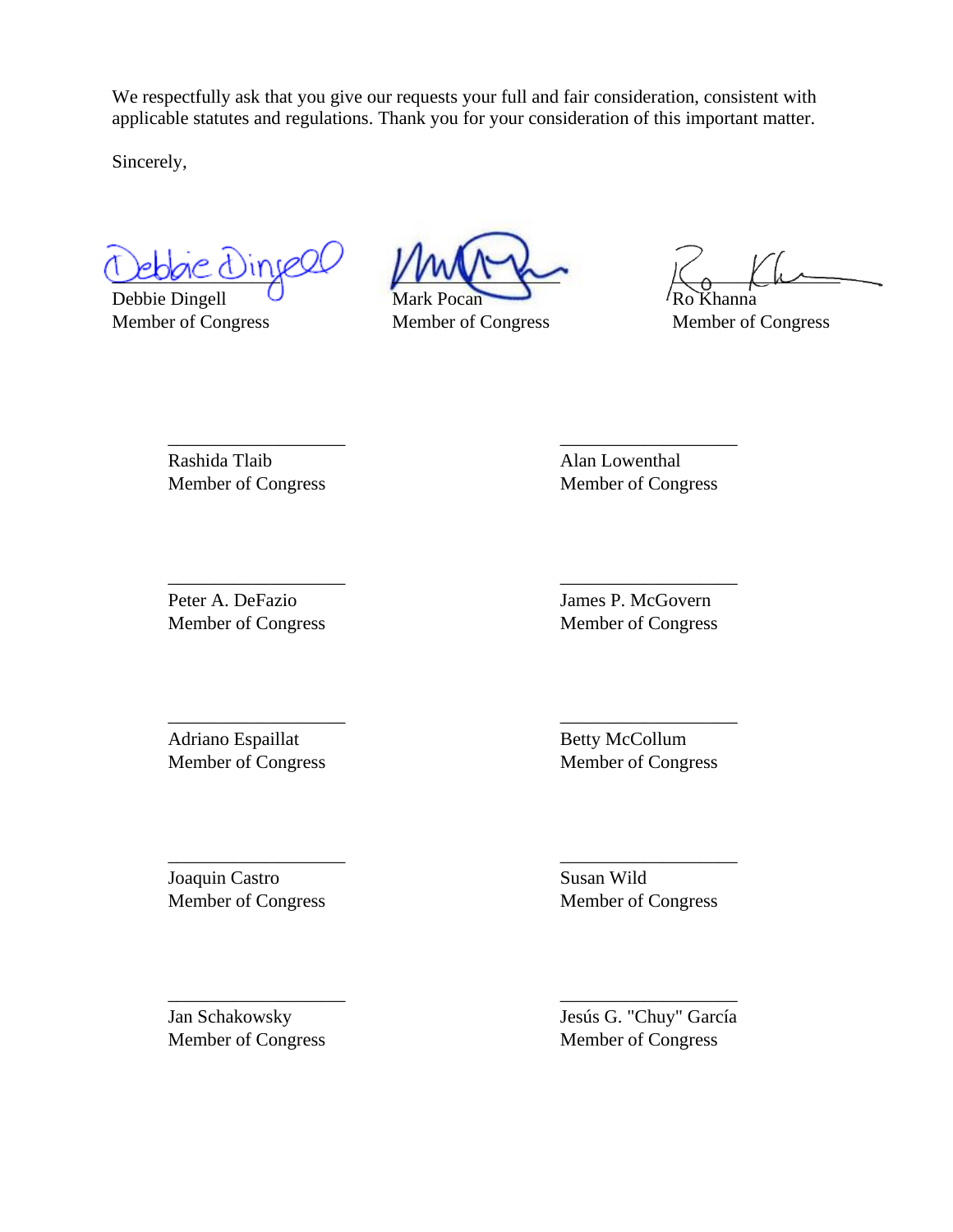We respectfully ask that you give our requests your full and fair consideration, consistent with applicable statutes and regulations. Thank you for your consideration of this important matter.

Sincerely,

Debbie Dingell
Member of Congress

Mark Pocan
Member of Congress

Ro Khanna
Member of Congress

Rashida Tlaib
Member of Congress

Alan Lowenthal
Member of Congress

Peter A. DeFazio
Member of Congress

James P. McGovern
Member of Congress

Adriano Espaillat
Member of Congress

Betty McCollum
Member of Congress

Joaquin Castro
Member of Congress

Susan Wild
Member of Congress

Jan Schakowsky
Member of Congress

Jesús G. "Chuy" García
Member of Congress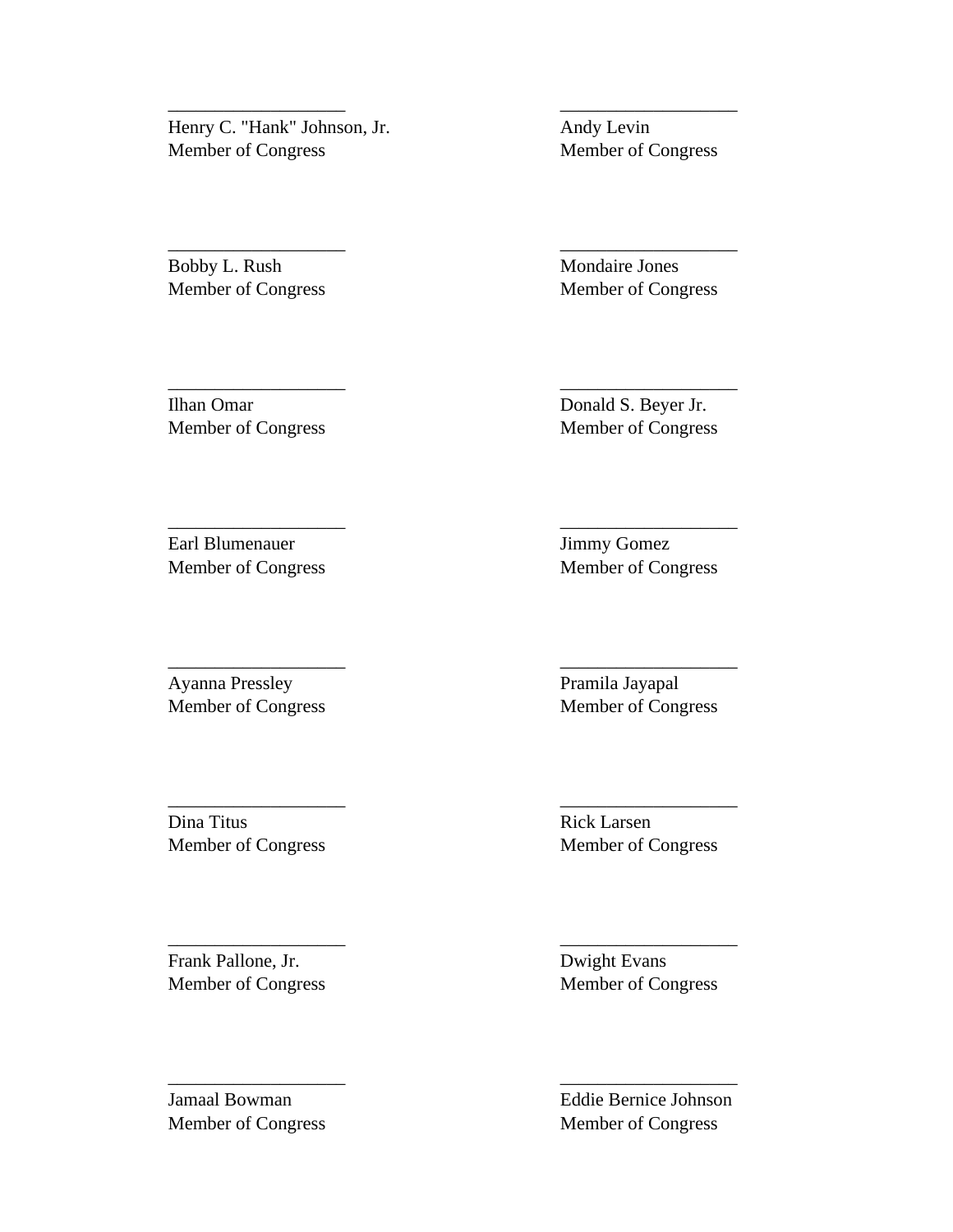\_\_\_\_\_\_\_\_\_\_\_\_\_\_\_\_\_\_\_
Henry C. "Hank" Johnson, Jr.
Member of Congress

\_\_\_\_\_\_\_\_\_\_\_\_\_\_\_\_\_\_\_
Andy Levin
Member of Congress

\_\_\_\_\_\_\_\_\_\_\_\_\_\_\_\_\_\_\_
Bobby L. Rush
Member of Congress

\_\_\_\_\_\_\_\_\_\_\_\_\_\_\_\_\_\_\_
Mondaire Jones
Member of Congress

\_\_\_\_\_\_\_\_\_\_\_\_\_\_\_\_\_\_\_
Ilhan Omar
Member of Congress

\_\_\_\_\_\_\_\_\_\_\_\_\_\_\_\_\_\_\_
Donald S. Beyer Jr.
Member of Congress

\_\_\_\_\_\_\_\_\_\_\_\_\_\_\_\_\_\_\_
Earl Blumenauer
Member of Congress

\_\_\_\_\_\_\_\_\_\_\_\_\_\_\_\_\_\_\_
Jimmy Gomez
Member of Congress

\_\_\_\_\_\_\_\_\_\_\_\_\_\_\_\_\_\_\_
Ayanna Pressley
Member of Congress

\_\_\_\_\_\_\_\_\_\_\_\_\_\_\_\_\_\_\_
Pramila Jayapal
Member of Congress

\_\_\_\_\_\_\_\_\_\_\_\_\_\_\_\_\_\_\_
Dina Titus
Member of Congress

\_\_\_\_\_\_\_\_\_\_\_\_\_\_\_\_\_\_\_
Rick Larsen
Member of Congress

\_\_\_\_\_\_\_\_\_\_\_\_\_\_\_\_\_\_\_
Frank Pallone, Jr.
Member of Congress

\_\_\_\_\_\_\_\_\_\_\_\_\_\_\_\_\_\_\_
Dwight Evans
Member of Congress

\_\_\_\_\_\_\_\_\_\_\_\_\_\_\_\_\_\_\_
Jamaal Bowman
Member of Congress

\_\_\_\_\_\_\_\_\_\_\_\_\_\_\_\_\_\_\_
Eddie Bernice Johnson
Member of Congress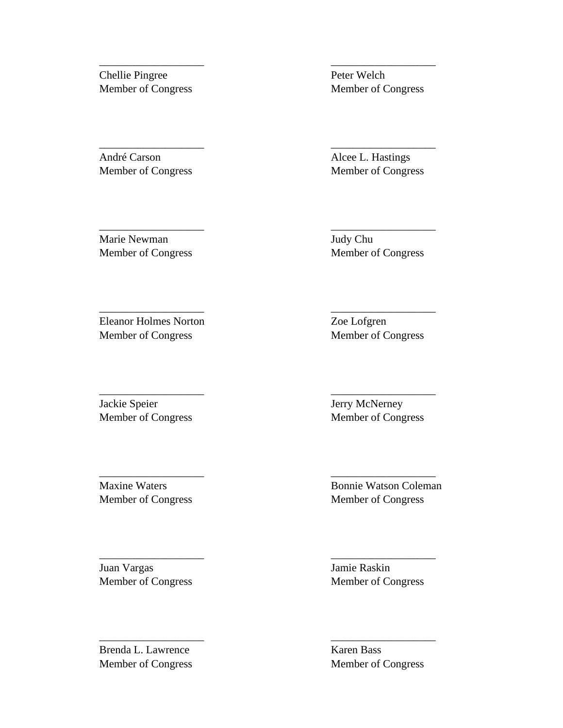\_\_\_\_\_\_\_\_\_\_\_\_\_\_\_\_\_\_\_
Chellie Pingree
Member of Congress

\_\_\_\_\_\_\_\_\_\_\_\_\_\_\_\_\_\_\_
Peter Welch
Member of Congress

\_\_\_\_\_\_\_\_\_\_\_\_\_\_\_\_\_\_\_
André Carson
Member of Congress

\_\_\_\_\_\_\_\_\_\_\_\_\_\_\_\_\_\_\_
Alcee L. Hastings
Member of Congress

\_\_\_\_\_\_\_\_\_\_\_\_\_\_\_\_\_\_\_
Marie Newman
Member of Congress

\_\_\_\_\_\_\_\_\_\_\_\_\_\_\_\_\_\_\_
Judy Chu
Member of Congress

\_\_\_\_\_\_\_\_\_\_\_\_\_\_\_\_\_\_\_
Eleanor Holmes Norton
Member of Congress

\_\_\_\_\_\_\_\_\_\_\_\_\_\_\_\_\_\_\_
Zoe Lofgren
Member of Congress

\_\_\_\_\_\_\_\_\_\_\_\_\_\_\_\_\_\_\_
Jackie Speier
Member of Congress

\_\_\_\_\_\_\_\_\_\_\_\_\_\_\_\_\_\_\_
Jerry McNerney
Member of Congress

\_\_\_\_\_\_\_\_\_\_\_\_\_\_\_\_\_\_\_
Maxine Waters
Member of Congress

\_\_\_\_\_\_\_\_\_\_\_\_\_\_\_\_\_\_\_
Bonnie Watson Coleman
Member of Congress

\_\_\_\_\_\_\_\_\_\_\_\_\_\_\_\_\_\_\_
Juan Vargas
Member of Congress

\_\_\_\_\_\_\_\_\_\_\_\_\_\_\_\_\_\_\_
Jamie Raskin
Member of Congress

\_\_\_\_\_\_\_\_\_\_\_\_\_\_\_\_\_\_\_
Brenda L. Lawrence
Member of Congress

\_\_\_\_\_\_\_\_\_\_\_\_\_\_\_\_\_\_\_
Karen Bass
Member of Congress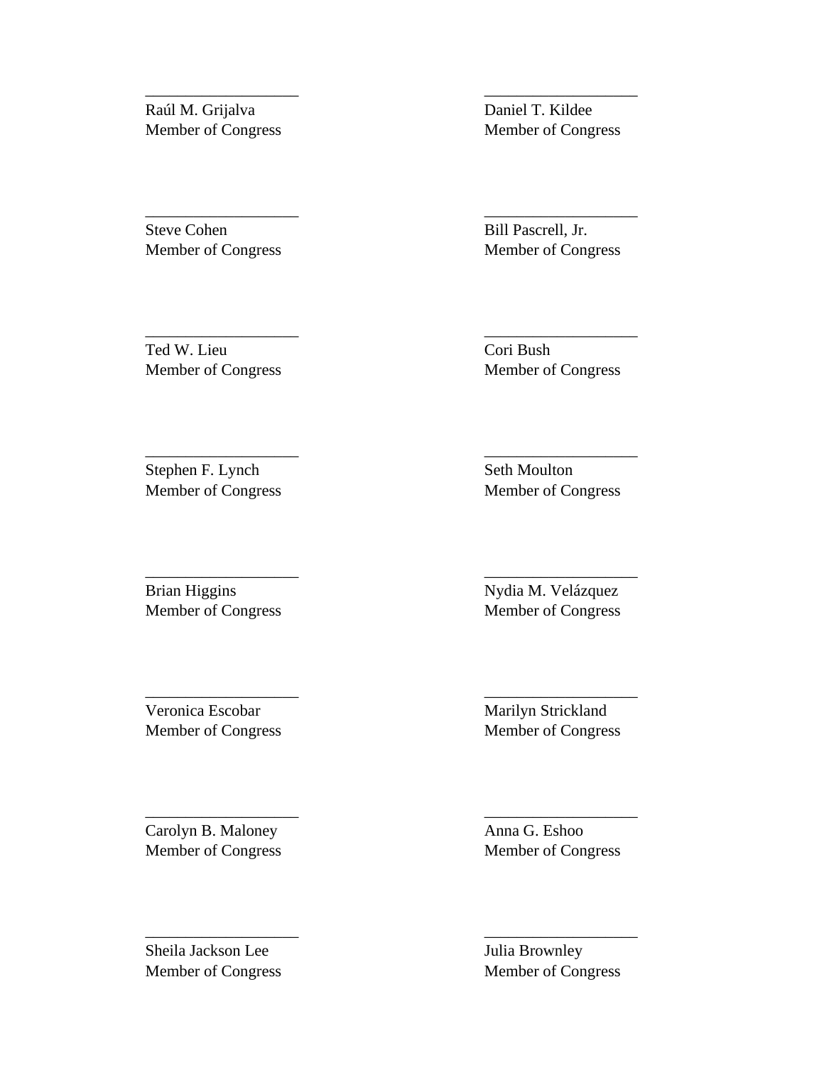\_\_\_\_\_\_\_\_\_\_\_\_\_\_\_\_\_\_
Raúl M. Grijalva
Member of Congress

\_\_\_\_\_\_\_\_\_\_\_\_\_\_\_\_\_\_
Daniel T. Kildee
Member of Congress

\_\_\_\_\_\_\_\_\_\_\_\_\_\_\_\_\_\_
Steve Cohen
Member of Congress

\_\_\_\_\_\_\_\_\_\_\_\_\_\_\_\_\_\_
Bill Pascrell, Jr.
Member of Congress

\_\_\_\_\_\_\_\_\_\_\_\_\_\_\_\_\_\_
Ted W. Lieu
Member of Congress

\_\_\_\_\_\_\_\_\_\_\_\_\_\_\_\_\_\_
Cori Bush
Member of Congress

\_\_\_\_\_\_\_\_\_\_\_\_\_\_\_\_\_\_
Stephen F. Lynch
Member of Congress

\_\_\_\_\_\_\_\_\_\_\_\_\_\_\_\_\_\_
Seth Moulton
Member of Congress

\_\_\_\_\_\_\_\_\_\_\_\_\_\_\_\_\_\_
Brian Higgins
Member of Congress

\_\_\_\_\_\_\_\_\_\_\_\_\_\_\_\_\_\_
Nydia M. Velázquez
Member of Congress

\_\_\_\_\_\_\_\_\_\_\_\_\_\_\_\_\_\_
Veronica Escobar
Member of Congress

\_\_\_\_\_\_\_\_\_\_\_\_\_\_\_\_\_\_
Marilyn Strickland
Member of Congress

\_\_\_\_\_\_\_\_\_\_\_\_\_\_\_\_\_\_
Carolyn B. Maloney
Member of Congress

\_\_\_\_\_\_\_\_\_\_\_\_\_\_\_\_\_\_
Anna G. Eshoo
Member of Congress

\_\_\_\_\_\_\_\_\_\_\_\_\_\_\_\_\_\_
Sheila Jackson Lee
Member of Congress

\_\_\_\_\_\_\_\_\_\_\_\_\_\_\_\_\_\_
Julia Brownley
Member of Congress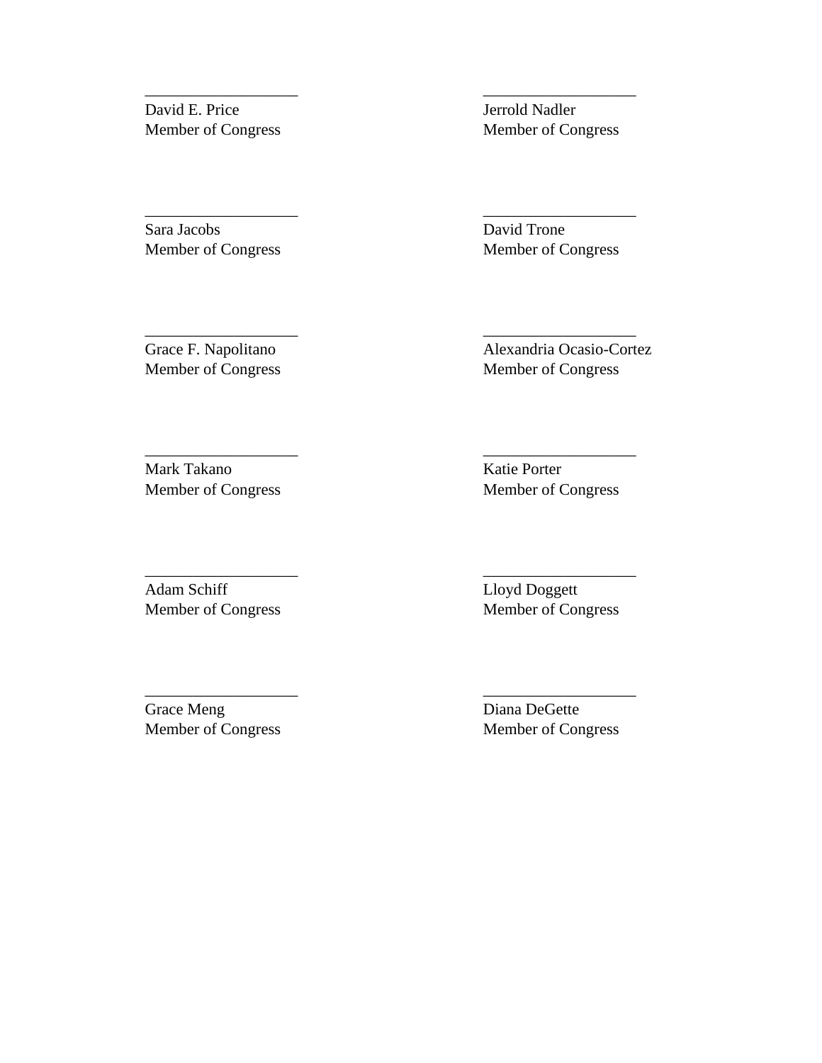\_\_\_\_\_\_\_\_\_\_\_\_\_\_\_\_\_\_\_
David E. Price
Member of Congress

\_\_\_\_\_\_\_\_\_\_\_\_\_\_\_\_\_\_\_
Jerrold Nadler
Member of Congress

\_\_\_\_\_\_\_\_\_\_\_\_\_\_\_\_\_\_\_
Sara Jacobs
Member of Congress

\_\_\_\_\_\_\_\_\_\_\_\_\_\_\_\_\_\_\_
David Trone
Member of Congress

\_\_\_\_\_\_\_\_\_\_\_\_\_\_\_\_\_\_\_
Grace F. Napolitano
Member of Congress

\_\_\_\_\_\_\_\_\_\_\_\_\_\_\_\_\_\_\_
Alexandria Ocasio-Cortez
Member of Congress

\_\_\_\_\_\_\_\_\_\_\_\_\_\_\_\_\_\_\_
Mark Takano
Member of Congress

\_\_\_\_\_\_\_\_\_\_\_\_\_\_\_\_\_\_\_
Katie Porter
Member of Congress

\_\_\_\_\_\_\_\_\_\_\_\_\_\_\_\_\_\_\_
Adam Schiff
Member of Congress

\_\_\_\_\_\_\_\_\_\_\_\_\_\_\_\_\_\_\_
Lloyd Doggett
Member of Congress

\_\_\_\_\_\_\_\_\_\_\_\_\_\_\_\_\_\_\_
Grace Meng
Member of Congress

\_\_\_\_\_\_\_\_\_\_\_\_\_\_\_\_\_\_\_
Diana DeGette
Member of Congress